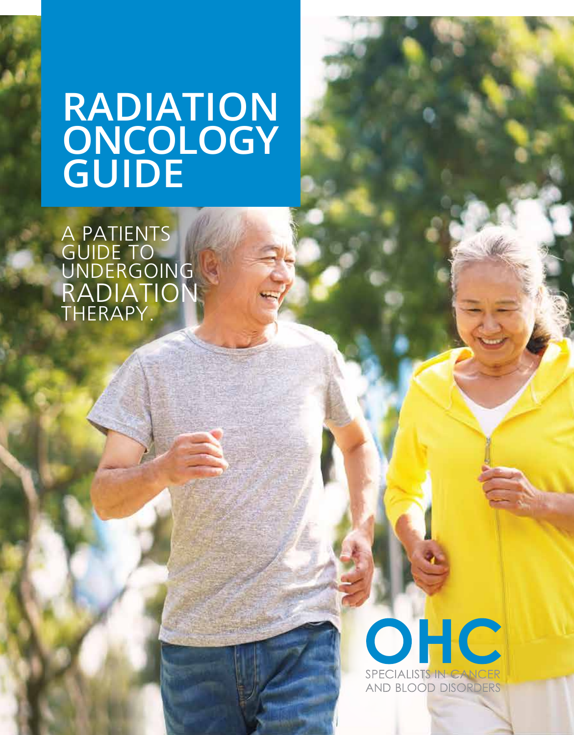# RADIATION ONCOLOGY GUIDE

A PATIENTS GUIDE TO UNDERGOING RADIATION THERAPY.

OHC

SPECIALISTS IN CANCER AND BLOOD DISORDERS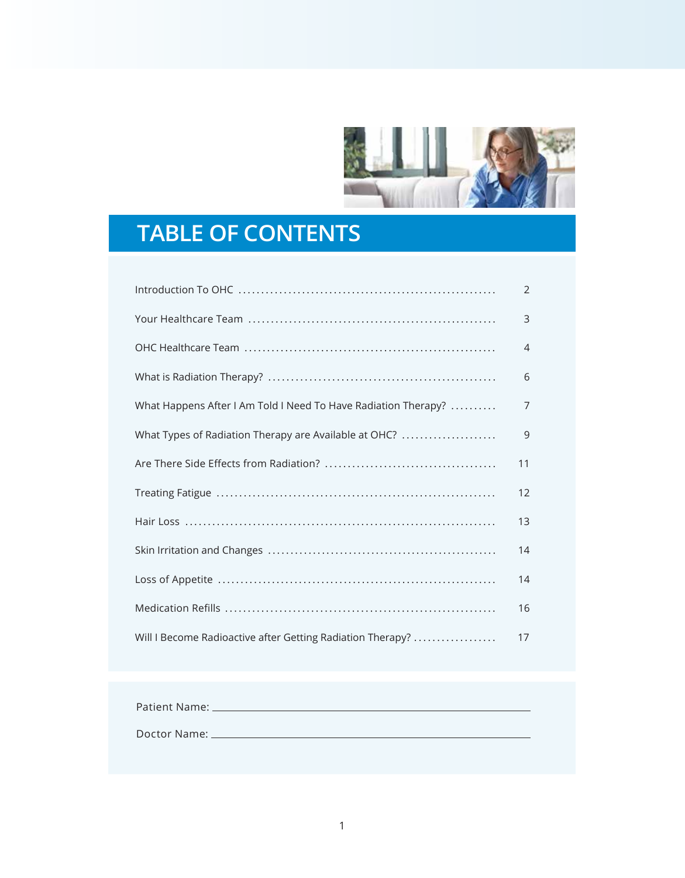# TABLE OF CONTENTS

| | |
|---|---|
| Introduction To OHC | 2 |
| Your Healthcare Team | 3 |
| OHC Healthcare Team | 4 |
| What is Radiation Therapy? | 6 |
| What Happens After I Am Told I Need To Have Radiation Therapy? | 7 |
| What Types of Radiation Therapy are Available at OHC? | 9 |
| Are There Side Effects from Radiation? | 11 |
| Treating Fatigue | 12 |
| Hair Loss | 13 |
| Skin Irritation and Changes | 14 |
| Loss of Appetite | 14 |
| Medication Refills | 16 |
| Will I Become Radioactive after Getting Radiation Therapy? | 17 |

Patient Name: ______________________________

Doctor Name: ______________________________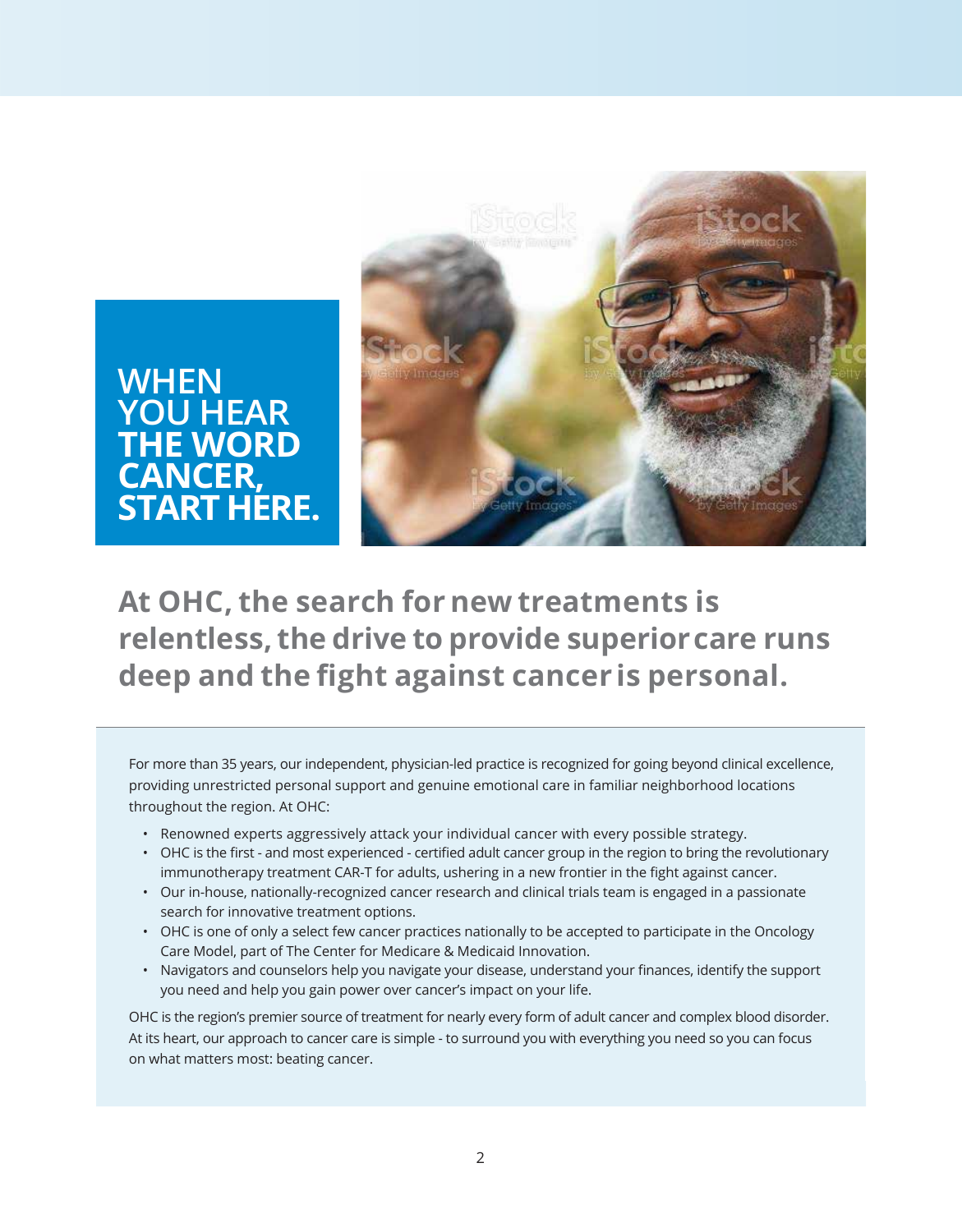# WHEN YOU HEAR THE WORD CANCER, START HERE.

## At OHC, the search for new treatments is relentless, the drive to provide superior care runs deep and the fight against cancer is personal.

For more than 35 years, our independent, physician-led practice is recognized for going beyond clinical excellence, providing unrestricted personal support and genuine emotional care in familiar neighborhood locations throughout the region. At OHC:

- Renowned experts aggressively attack your individual cancer with every possible strategy.
- OHC is the first - and most experienced - certified adult cancer group in the region to bring the revolutionary immunotherapy treatment CAR-T for adults, ushering in a new frontier in the fight against cancer.
- Our in-house, nationally-recognized cancer research and clinical trials team is engaged in a passionate search for innovative treatment options.
- OHC is one of only a select few cancer practices nationally to be accepted to participate in the Oncology Care Model, part of The Center for Medicare & Medicaid Innovation.
- Navigators and counselors help you navigate your disease, understand your finances, identify the support you need and help you gain power over cancer's impact on your life.

OHC is the region's premier source of treatment for nearly every form of adult cancer and complex blood disorder. At its heart, our approach to cancer care is simple - to surround you with everything you need so you can focus on what matters most: beating cancer.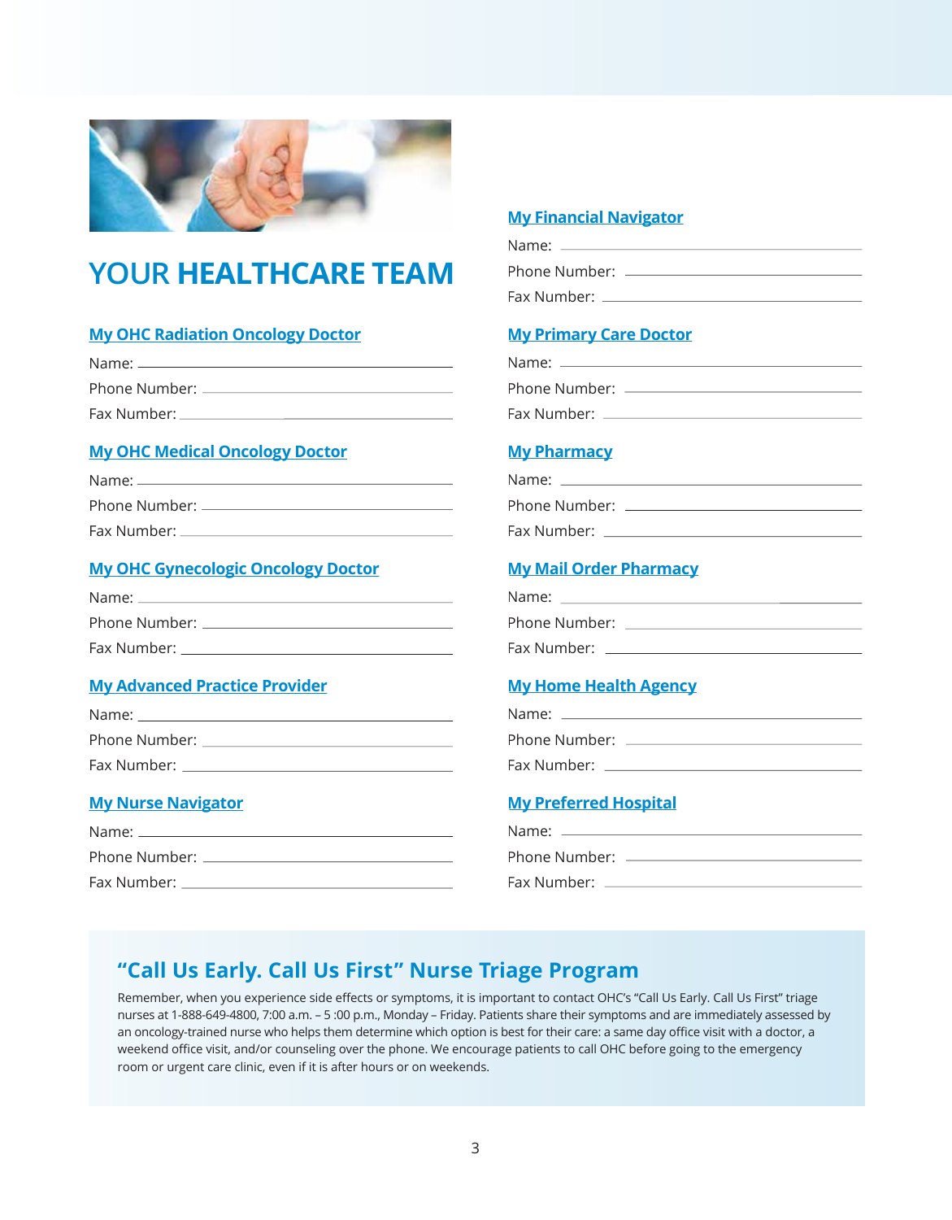# YOUR **HEALTHCARE TEAM**

## My OHC Radiation Oncology Doctor

Name: ______________________

Phone Number: ______________________

Fax Number: ______________________

## My OHC Medical Oncology Doctor

Name: ______________________

Phone Number: ______________________

Fax Number: ______________________

## My OHC Gynecologic Oncology Doctor

Name: ______________________

Phone Number: ______________________

Fax Number: ______________________

## My Advanced Practice Provider

Name: ______________________

Phone Number: ______________________

Fax Number: ______________________

## My Nurse Navigator

Name: ______________________

Phone Number: ______________________

Fax Number: ______________________

## My Financial Navigator

Name: ______________________

Phone Number: ______________________

Fax Number: ______________________

## My Primary Care Doctor

Name: ______________________

Phone Number: ______________________

Fax Number: ______________________

## My Pharmacy

Name: ______________________

Phone Number: ______________________

Fax Number: ______________________

## My Mail Order Pharmacy

Name: ______________________

Phone Number: ______________________

Fax Number: ______________________

## My Home Health Agency

Name: ______________________

Phone Number: ______________________

Fax Number: ______________________

## My Preferred Hospital

Name: ______________________

Phone Number: ______________________

Fax Number: ______________________

## "Call Us Early. Call Us First" Nurse Triage Program

Remember, when you experience side effects or symptoms, it is important to contact OHC's "Call Us Early. Call Us First" triage nurses at 1-888-649-4800, 7:00 a.m. – 5 :00 p.m., Monday – Friday. Patients share their symptoms and are immediately assessed by an oncology-trained nurse who helps them determine which option is best for their care: a same day office visit with a doctor, a weekend office visit, and/or counseling over the phone. We encourage patients to call OHC before going to the emergency room or urgent care clinic, even if it is after hours or on weekends.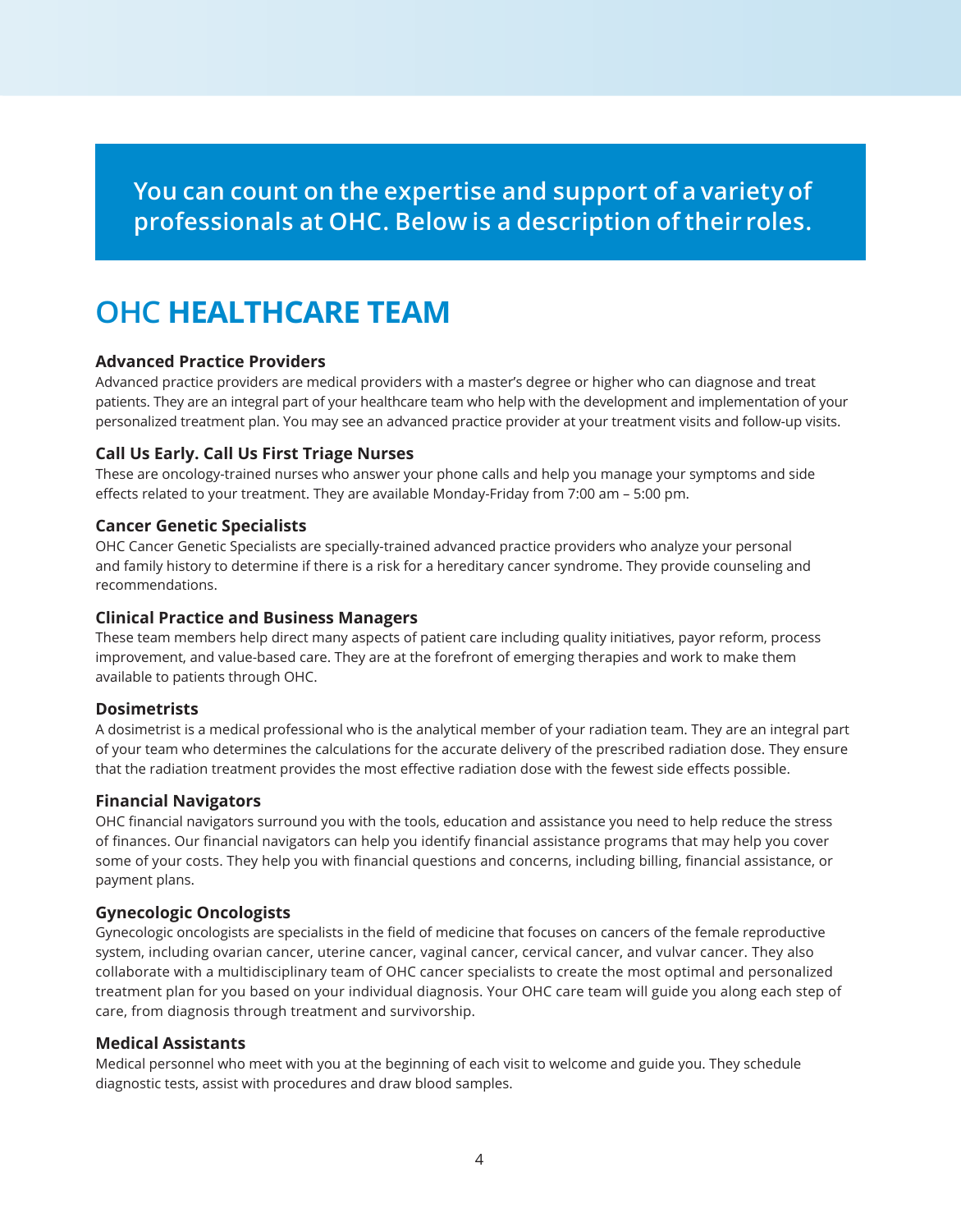**You can count on the expertise and support of a variety of professionals at OHC. Below is a description of their roles.**

# OHC HEALTHCARE TEAM

### Advanced Practice Providers

Advanced practice providers are medical providers with a master's degree or higher who can diagnose and treat patients. They are an integral part of your healthcare team who help with the development and implementation of your personalized treatment plan. You may see an advanced practice provider at your treatment visits and follow-up visits.

### Call Us Early. Call Us First Triage Nurses

These are oncology-trained nurses who answer your phone calls and help you manage your symptoms and side effects related to your treatment. They are available Monday-Friday from 7:00 am – 5:00 pm.

### Cancer Genetic Specialists

OHC Cancer Genetic Specialists are specially-trained advanced practice providers who analyze your personal and family history to determine if there is a risk for a hereditary cancer syndrome. They provide counseling and recommendations.

### Clinical Practice and Business Managers

These team members help direct many aspects of patient care including quality initiatives, payor reform, process improvement, and value-based care. They are at the forefront of emerging therapies and work to make them available to patients through OHC.

### Dosimetrists

A dosimetrist is a medical professional who is the analytical member of your radiation team. They are an integral part of your team who determines the calculations for the accurate delivery of the prescribed radiation dose. They ensure that the radiation treatment provides the most effective radiation dose with the fewest side effects possible.

### Financial Navigators

OHC financial navigators surround you with the tools, education and assistance you need to help reduce the stress of finances. Our financial navigators can help you identify financial assistance programs that may help you cover some of your costs. They help you with financial questions and concerns, including billing, financial assistance, or payment plans.

### Gynecologic Oncologists

Gynecologic oncologists are specialists in the field of medicine that focuses on cancers of the female reproductive system, including ovarian cancer, uterine cancer, vaginal cancer, cervical cancer, and vulvar cancer. They also collaborate with a multidisciplinary team of OHC cancer specialists to create the most optimal and personalized treatment plan for you based on your individual diagnosis. Your OHC care team will guide you along each step of care, from diagnosis through treatment and survivorship.

### Medical Assistants

Medical personnel who meet with you at the beginning of each visit to welcome and guide you. They schedule diagnostic tests, assist with procedures and draw blood samples.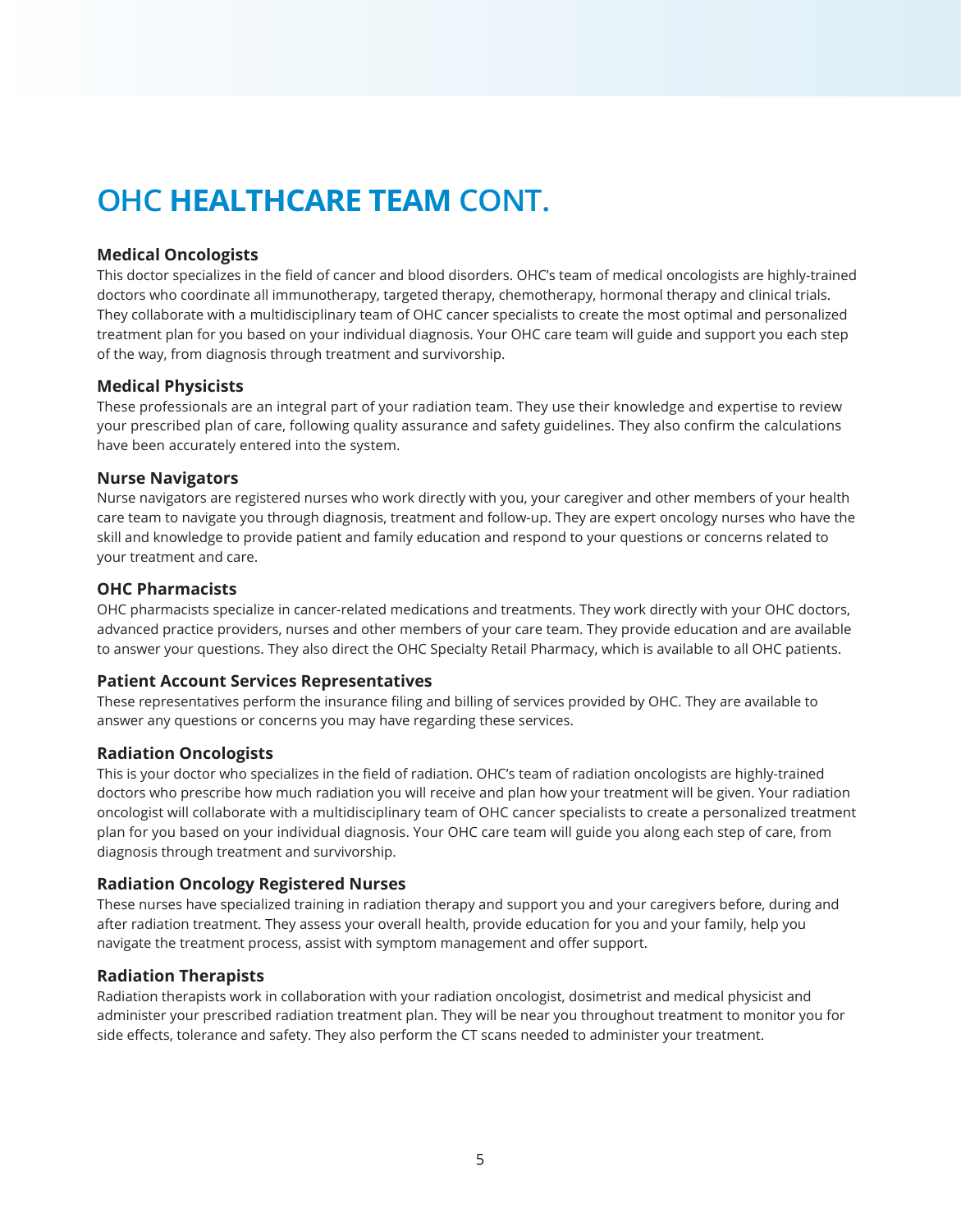# OHC **HEALTHCARE TEAM** CONT.

### Medical Oncologists

This doctor specializes in the field of cancer and blood disorders. OHC's team of medical oncologists are highly-trained doctors who coordinate all immunotherapy, targeted therapy, chemotherapy, hormonal therapy and clinical trials. They collaborate with a multidisciplinary team of OHC cancer specialists to create the most optimal and personalized treatment plan for you based on your individual diagnosis. Your OHC care team will guide and support you each step of the way, from diagnosis through treatment and survivorship.

### Medical Physicists

These professionals are an integral part of your radiation team. They use their knowledge and expertise to review your prescribed plan of care, following quality assurance and safety guidelines. They also confirm the calculations have been accurately entered into the system.

### Nurse Navigators

Nurse navigators are registered nurses who work directly with you, your caregiver and other members of your health care team to navigate you through diagnosis, treatment and follow-up. They are expert oncology nurses who have the skill and knowledge to provide patient and family education and respond to your questions or concerns related to your treatment and care.

### OHC Pharmacists

OHC pharmacists specialize in cancer-related medications and treatments. They work directly with your OHC doctors, advanced practice providers, nurses and other members of your care team. They provide education and are available to answer your questions. They also direct the OHC Specialty Retail Pharmacy, which is available to all OHC patients.

### Patient Account Services Representatives

These representatives perform the insurance filing and billing of services provided by OHC. They are available to answer any questions or concerns you may have regarding these services.

### Radiation Oncologists

This is your doctor who specializes in the field of radiation. OHC's team of radiation oncologists are highly-trained doctors who prescribe how much radiation you will receive and plan how your treatment will be given. Your radiation oncologist will collaborate with a multidisciplinary team of OHC cancer specialists to create a personalized treatment plan for you based on your individual diagnosis. Your OHC care team will guide you along each step of care, from diagnosis through treatment and survivorship.

### Radiation Oncology Registered Nurses

These nurses have specialized training in radiation therapy and support you and your caregivers before, during and after radiation treatment. They assess your overall health, provide education for you and your family, help you navigate the treatment process, assist with symptom management and offer support.

### Radiation Therapists

Radiation therapists work in collaboration with your radiation oncologist, dosimetrist and medical physicist and administer your prescribed radiation treatment plan. They will be near you throughout treatment to monitor you for side effects, tolerance and safety. They also perform the CT scans needed to administer your treatment.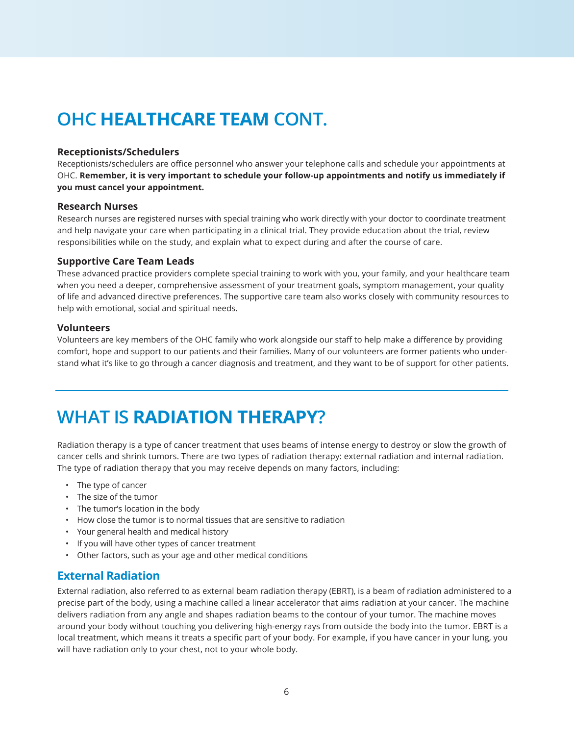# OHC **HEALTHCARE TEAM** CONT.

### Receptionists/Schedulers

Receptionists/schedulers are office personnel who answer your telephone calls and schedule your appointments at OHC. **Remember, it is very important to schedule your follow-up appointments and notify us immediately if you must cancel your appointment.**

### Research Nurses

Research nurses are registered nurses with special training who work directly with your doctor to coordinate treatment and help navigate your care when participating in a clinical trial. They provide education about the trial, review responsibilities while on the study, and explain what to expect during and after the course of care.

### Supportive Care Team Leads

These advanced practice providers complete special training to work with you, your family, and your healthcare team when you need a deeper, comprehensive assessment of your treatment goals, symptom management, your quality of life and advanced directive preferences. The supportive care team also works closely with community resources to help with emotional, social and spiritual needs.

### Volunteers

Volunteers are key members of the OHC family who work alongside our staff to help make a difference by providing comfort, hope and support to our patients and their families. Many of our volunteers are former patients who understand what it's like to go through a cancer diagnosis and treatment, and they want to be of support for other patients.

# WHAT IS **RADIATION THERAPY**?

Radiation therapy is a type of cancer treatment that uses beams of intense energy to destroy or slow the growth of cancer cells and shrink tumors. There are two types of radiation therapy: external radiation and internal radiation. The type of radiation therapy that you may receive depends on many factors, including:

- The type of cancer
- The size of the tumor
- The tumor's location in the body
- How close the tumor is to normal tissues that are sensitive to radiation
- Your general health and medical history
- If you will have other types of cancer treatment
- Other factors, such as your age and other medical conditions

## External Radiation

External radiation, also referred to as external beam radiation therapy (EBRT), is a beam of radiation administered to a precise part of the body, using a machine called a linear accelerator that aims radiation at your cancer. The machine delivers radiation from any angle and shapes radiation beams to the contour of your tumor. The machine moves around your body without touching you delivering high-energy rays from outside the body into the tumor. EBRT is a local treatment, which means it treats a specific part of your body. For example, if you have cancer in your lung, you will have radiation only to your chest, not to your whole body.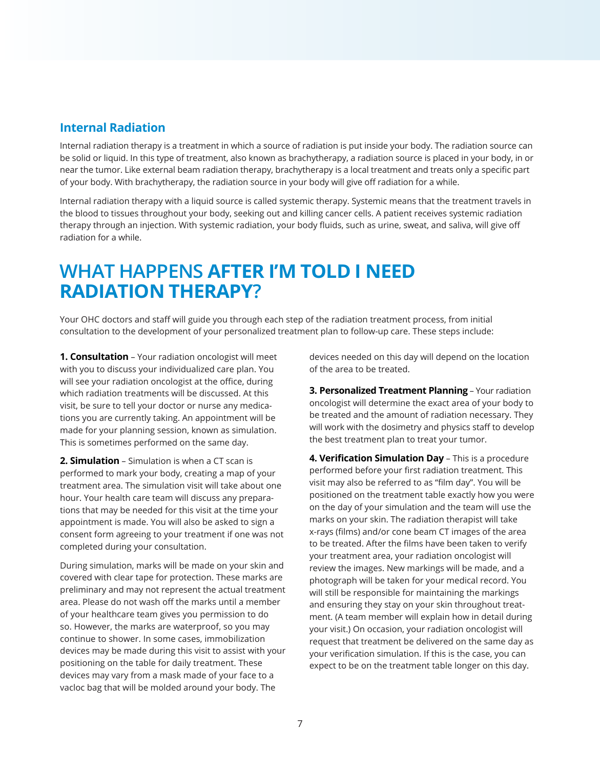## Internal Radiation

Internal radiation therapy is a treatment in which a source of radiation is put inside your body. The radiation source can be solid or liquid. In this type of treatment, also known as brachytherapy, a radiation source is placed in your body, in or near the tumor. Like external beam radiation therapy, brachytherapy is a local treatment and treats only a specific part of your body. With brachytherapy, the radiation source in your body will give off radiation for a while.

Internal radiation therapy with a liquid source is called systemic therapy. Systemic means that the treatment travels in the blood to tissues throughout your body, seeking out and killing cancer cells. A patient receives systemic radiation therapy through an injection. With systemic radiation, your body fluids, such as urine, sweat, and saliva, will give off radiation for a while.

# WHAT HAPPENS **AFTER I'M TOLD I NEED RADIATION THERAPY**?

Your OHC doctors and staff will guide you through each step of the radiation treatment process, from initial consultation to the development of your personalized treatment plan to follow-up care. These steps include:

**1. Consultation** – Your radiation oncologist will meet with you to discuss your individualized care plan. You will see your radiation oncologist at the office, during which radiation treatments will be discussed. At this visit, be sure to tell your doctor or nurse any medications you are currently taking. An appointment will be made for your planning session, known as simulation. This is sometimes performed on the same day.

**2. Simulation** – Simulation is when a CT scan is performed to mark your body, creating a map of your treatment area. The simulation visit will take about one hour. Your health care team will discuss any preparations that may be needed for this visit at the time your appointment is made. You will also be asked to sign a consent form agreeing to your treatment if one was not completed during your consultation.

During simulation, marks will be made on your skin and covered with clear tape for protection. These marks are preliminary and may not represent the actual treatment area. Please do not wash off the marks until a member of your healthcare team gives you permission to do so. However, the marks are waterproof, so you may continue to shower. In some cases, immobilization devices may be made during this visit to assist with your positioning on the table for daily treatment. These devices may vary from a mask made of your face to a vacloc bag that will be molded around your body. The devices needed on this day will depend on the location of the area to be treated.

**3. Personalized Treatment Planning** – Your radiation oncologist will determine the exact area of your body to be treated and the amount of radiation necessary. They will work with the dosimetry and physics staff to develop the best treatment plan to treat your tumor.

**4. Verification Simulation Day** – This is a procedure performed before your first radiation treatment. This visit may also be referred to as "film day". You will be positioned on the treatment table exactly how you were on the day of your simulation and the team will use the marks on your skin. The radiation therapist will take x-rays (films) and/or cone beam CT images of the area to be treated. After the films have been taken to verify your treatment area, your radiation oncologist will review the images. New markings will be made, and a photograph will be taken for your medical record. You will still be responsible for maintaining the markings and ensuring they stay on your skin throughout treatment. (A team member will explain how in detail during your visit.) On occasion, your radiation oncologist will request that treatment be delivered on the same day as your verification simulation. If this is the case, you can expect to be on the treatment table longer on this day.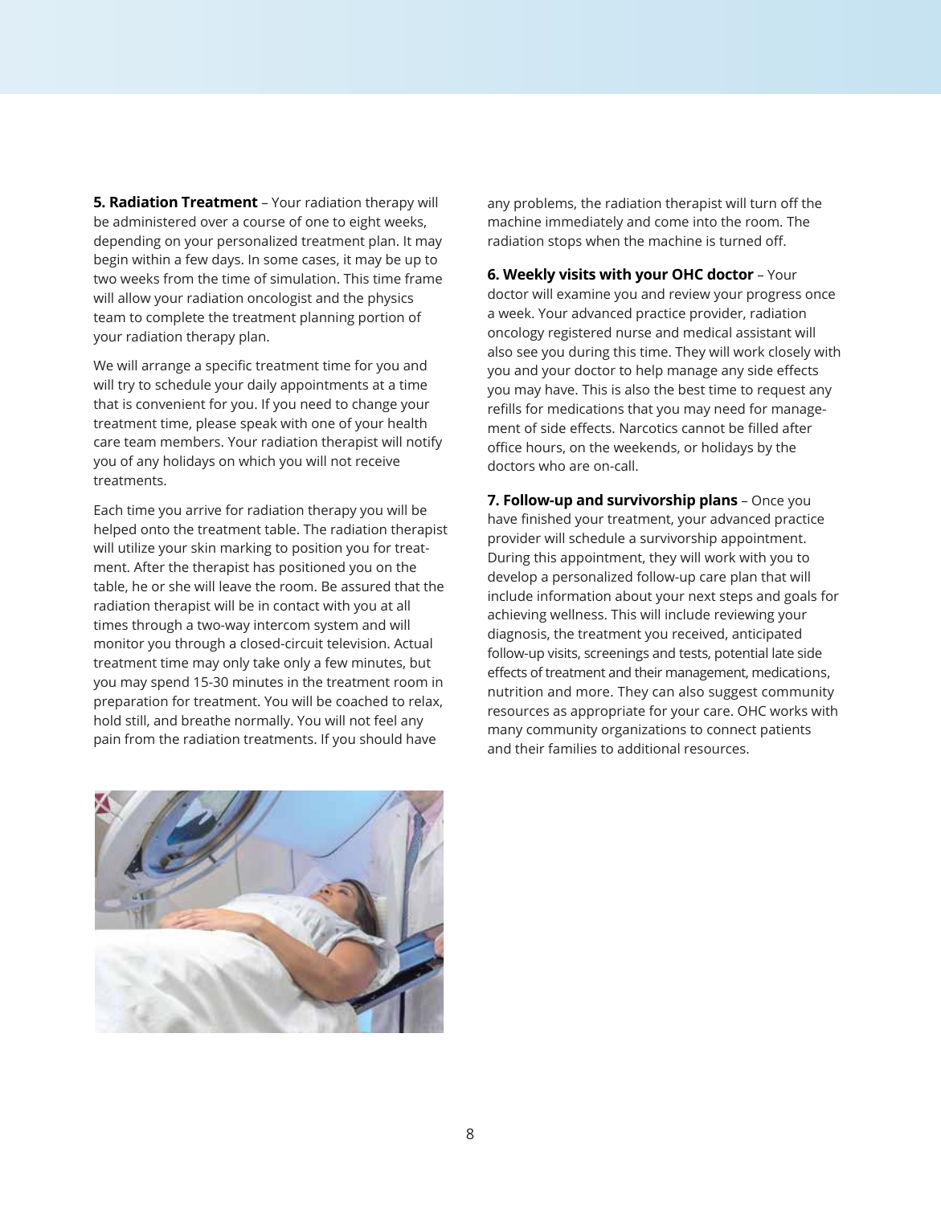**5. Radiation Treatment** – Your radiation therapy will be administered over a course of one to eight weeks, depending on your personalized treatment plan. It may begin within a few days. In some cases, it may be up to two weeks from the time of simulation. This time frame will allow your radiation oncologist and the physics team to complete the treatment planning portion of your radiation therapy plan.

We will arrange a specific treatment time for you and will try to schedule your daily appointments at a time that is convenient for you. If you need to change your treatment time, please speak with one of your health care team members. Your radiation therapist will notify you of any holidays on which you will not receive treatments.

Each time you arrive for radiation therapy you will be helped onto the treatment table. The radiation therapist will utilize your skin marking to position you for treatment. After the therapist has positioned you on the table, he or she will leave the room. Be assured that the radiation therapist will be in contact with you at all times through a two-way intercom system and will monitor you through a closed-circuit television. Actual treatment time may only take only a few minutes, but you may spend 15-30 minutes in the treatment room in preparation for treatment. You will be coached to relax, hold still, and breathe normally. You will not feel any pain from the radiation treatments. If you should have any problems, the radiation therapist will turn off the machine immediately and come into the room. The radiation stops when the machine is turned off.

**6. Weekly visits with your OHC doctor** – Your doctor will examine you and review your progress once a week. Your advanced practice provider, radiation oncology registered nurse and medical assistant will also see you during this time. They will work closely with you and your doctor to help manage any side effects you may have. This is also the best time to request any refills for medications that you may need for management of side effects. Narcotics cannot be filled after office hours, on the weekends, or holidays by the doctors who are on-call.

**7. Follow-up and survivorship plans** – Once you have finished your treatment, your advanced practice provider will schedule a survivorship appointment. During this appointment, they will work with you to develop a personalized follow-up care plan that will include information about your next steps and goals for achieving wellness. This will include reviewing your diagnosis, the treatment you received, anticipated follow-up visits, screenings and tests, potential late side effects of treatment and their management, medications, nutrition and more. They can also suggest community resources as appropriate for your care. OHC works with many community organizations to connect patients and their families to additional resources.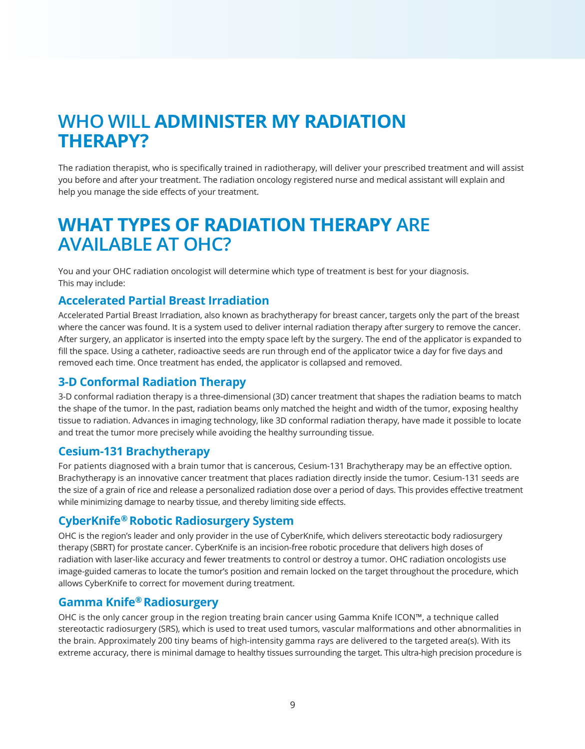# WHO WILL **ADMINISTER MY RADIATION THERAPY?**

The radiation therapist, who is specifically trained in radiotherapy, will deliver your prescribed treatment and will assist you before and after your treatment. The radiation oncology registered nurse and medical assistant will explain and help you manage the side effects of your treatment.

# **WHAT TYPES OF RADIATION THERAPY** ARE AVAILABLE AT OHC?

You and your OHC radiation oncologist will determine which type of treatment is best for your diagnosis. This may include:

### Accelerated Partial Breast Irradiation

Accelerated Partial Breast Irradiation, also known as brachytherapy for breast cancer, targets only the part of the breast where the cancer was found. It is a system used to deliver internal radiation therapy after surgery to remove the cancer. After surgery, an applicator is inserted into the empty space left by the surgery. The end of the applicator is expanded to fill the space. Using a catheter, radioactive seeds are run through end of the applicator twice a day for five days and removed each time. Once treatment has ended, the applicator is collapsed and removed.

### 3-D Conformal Radiation Therapy

3-D conformal radiation therapy is a three-dimensional (3D) cancer treatment that shapes the radiation beams to match the shape of the tumor. In the past, radiation beams only matched the height and width of the tumor, exposing healthy tissue to radiation. Advances in imaging technology, like 3D conformal radiation therapy, have made it possible to locate and treat the tumor more precisely while avoiding the healthy surrounding tissue.

### Cesium-131 Brachytherapy

For patients diagnosed with a brain tumor that is cancerous, Cesium-131 Brachytherapy may be an effective option. Brachytherapy is an innovative cancer treatment that places radiation directly inside the tumor. Cesium-131 seeds are the size of a grain of rice and release a personalized radiation dose over a period of days. This provides effective treatment while minimizing damage to nearby tissue, and thereby limiting side effects.

### CyberKnife® Robotic Radiosurgery System

OHC is the region's leader and only provider in the use of CyberKnife, which delivers stereotactic body radiosurgery therapy (SBRT) for prostate cancer. CyberKnife is an incision-free robotic procedure that delivers high doses of radiation with laser-like accuracy and fewer treatments to control or destroy a tumor. OHC radiation oncologists use image-guided cameras to locate the tumor's position and remain locked on the target throughout the procedure, which allows CyberKnife to correct for movement during treatment.

### Gamma Knife® Radiosurgery

OHC is the only cancer group in the region treating brain cancer using Gamma Knife ICON™, a technique called stereotactic radiosurgery (SRS), which is used to treat used tumors, vascular malformations and other abnormalities in the brain. Approximately 200 tiny beams of high-intensity gamma rays are delivered to the targeted area(s). With its extreme accuracy, there is minimal damage to healthy tissues surrounding the target. This ultra-high precision procedure is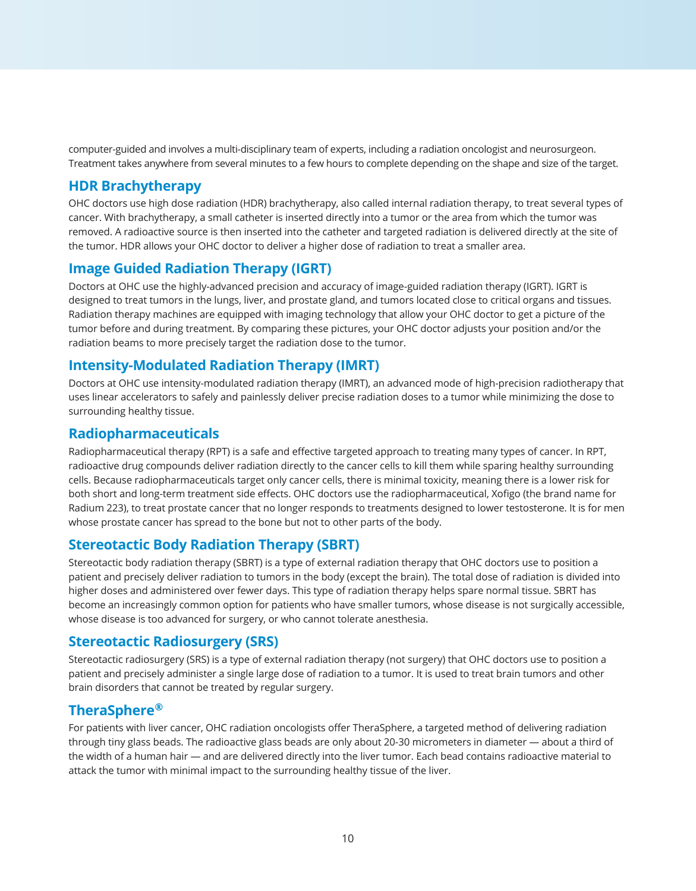computer-guided and involves a multi-disciplinary team of experts, including a radiation oncologist and neurosurgeon. Treatment takes anywhere from several minutes to a few hours to complete depending on the shape and size of the target.

## HDR Brachytherapy

OHC doctors use high dose radiation (HDR) brachytherapy, also called internal radiation therapy, to treat several types of cancer. With brachytherapy, a small catheter is inserted directly into a tumor or the area from which the tumor was removed. A radioactive source is then inserted into the catheter and targeted radiation is delivered directly at the site of the tumor. HDR allows your OHC doctor to deliver a higher dose of radiation to treat a smaller area.

## Image Guided Radiation Therapy (IGRT)

Doctors at OHC use the highly-advanced precision and accuracy of image-guided radiation therapy (IGRT). IGRT is designed to treat tumors in the lungs, liver, and prostate gland, and tumors located close to critical organs and tissues. Radiation therapy machines are equipped with imaging technology that allow your OHC doctor to get a picture of the tumor before and during treatment. By comparing these pictures, your OHC doctor adjusts your position and/or the radiation beams to more precisely target the radiation dose to the tumor.

## Intensity-Modulated Radiation Therapy (IMRT)

Doctors at OHC use intensity-modulated radiation therapy (IMRT), an advanced mode of high-precision radiotherapy that uses linear accelerators to safely and painlessly deliver precise radiation doses to a tumor while minimizing the dose to surrounding healthy tissue.

## Radiopharmaceuticals

Radiopharmaceutical therapy (RPT) is a safe and effective targeted approach to treating many types of cancer. In RPT, radioactive drug compounds deliver radiation directly to the cancer cells to kill them while sparing healthy surrounding cells. Because radiopharmaceuticals target only cancer cells, there is minimal toxicity, meaning there is a lower risk for both short and long-term treatment side effects. OHC doctors use the radiopharmaceutical, Xofigo (the brand name for Radium 223), to treat prostate cancer that no longer responds to treatments designed to lower testosterone. It is for men whose prostate cancer has spread to the bone but not to other parts of the body.

## Stereotactic Body Radiation Therapy (SBRT)

Stereotactic body radiation therapy (SBRT) is a type of external radiation therapy that OHC doctors use to position a patient and precisely deliver radiation to tumors in the body (except the brain). The total dose of radiation is divided into higher doses and administered over fewer days. This type of radiation therapy helps spare normal tissue. SBRT has become an increasingly common option for patients who have smaller tumors, whose disease is not surgically accessible, whose disease is too advanced for surgery, or who cannot tolerate anesthesia.

## Stereotactic Radiosurgery (SRS)

Stereotactic radiosurgery (SRS) is a type of external radiation therapy (not surgery) that OHC doctors use to position a patient and precisely administer a single large dose of radiation to a tumor. It is used to treat brain tumors and other brain disorders that cannot be treated by regular surgery.

## TheraSphere®

For patients with liver cancer, OHC radiation oncologists offer TheraSphere, a targeted method of delivering radiation through tiny glass beads. The radioactive glass beads are only about 20-30 micrometers in diameter — about a third of the width of a human hair — and are delivered directly into the liver tumor. Each bead contains radioactive material to attack the tumor with minimal impact to the surrounding healthy tissue of the liver.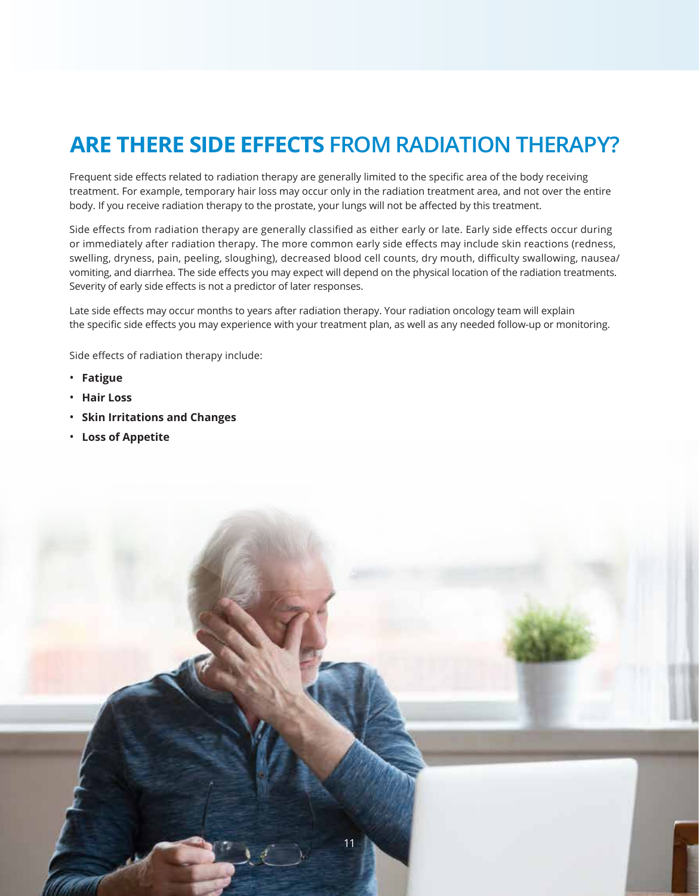# ARE THERE SIDE EFFECTS FROM RADIATION THERAPY?

Frequent side effects related to radiation therapy are generally limited to the specific area of the body receiving treatment. For example, temporary hair loss may occur only in the radiation treatment area, and not over the entire body. If you receive radiation therapy to the prostate, your lungs will not be affected by this treatment.

Side effects from radiation therapy are generally classified as either early or late. Early side effects occur during or immediately after radiation therapy. The more common early side effects may include skin reactions (redness, swelling, dryness, pain, peeling, sloughing), decreased blood cell counts, dry mouth, difficulty swallowing, nausea/vomiting, and diarrhea. The side effects you may expect will depend on the physical location of the radiation treatments. Severity of early side effects is not a predictor of later responses.

Late side effects may occur months to years after radiation therapy. Your radiation oncology team will explain the specific side effects you may experience with your treatment plan, as well as any needed follow-up or monitoring.

Side effects of radiation therapy include:

- **Fatigue**
- **Hair Loss**
- **Skin Irritations and Changes**
- **Loss of Appetite**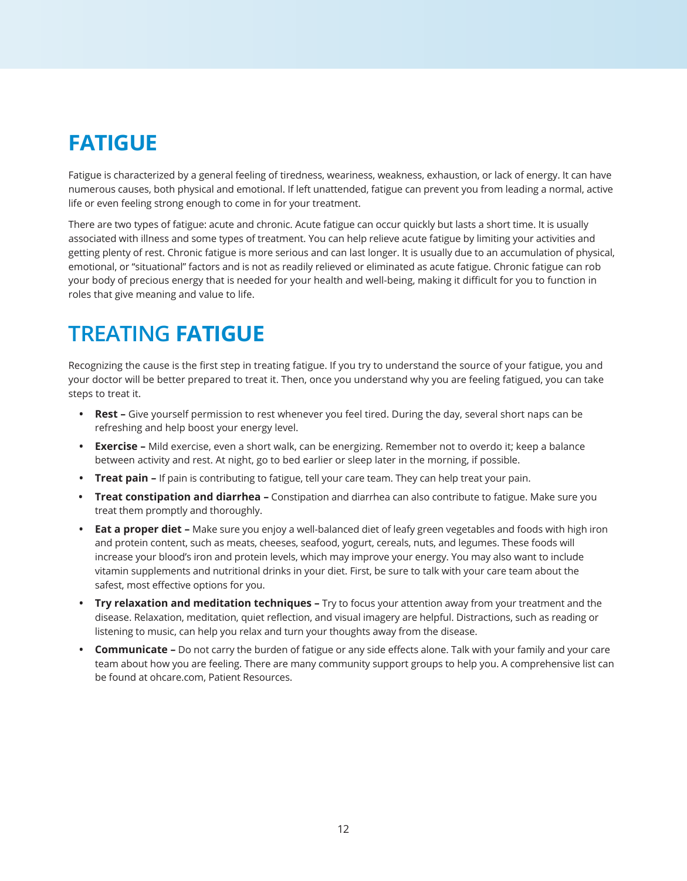# FATIGUE

Fatigue is characterized by a general feeling of tiredness, weariness, weakness, exhaustion, or lack of energy. It can have numerous causes, both physical and emotional. If left unattended, fatigue can prevent you from leading a normal, active life or even feeling strong enough to come in for your treatment.

There are two types of fatigue: acute and chronic. Acute fatigue can occur quickly but lasts a short time. It is usually associated with illness and some types of treatment. You can help relieve acute fatigue by limiting your activities and getting plenty of rest. Chronic fatigue is more serious and can last longer. It is usually due to an accumulation of physical, emotional, or "situational" factors and is not as readily relieved or eliminated as acute fatigue. Chronic fatigue can rob your body of precious energy that is needed for your health and well-being, making it difficult for you to function in roles that give meaning and value to life.

# TREATING **FATIGUE**

Recognizing the cause is the first step in treating fatigue. If you try to understand the source of your fatigue, you and your doctor will be better prepared to treat it. Then, once you understand why you are feeling fatigued, you can take steps to treat it.

- **Rest –** Give yourself permission to rest whenever you feel tired. During the day, several short naps can be refreshing and help boost your energy level.
- **Exercise –** Mild exercise, even a short walk, can be energizing. Remember not to overdo it; keep a balance between activity and rest. At night, go to bed earlier or sleep later in the morning, if possible.
- **Treat pain –** If pain is contributing to fatigue, tell your care team. They can help treat your pain.
- **Treat constipation and diarrhea –** Constipation and diarrhea can also contribute to fatigue. Make sure you treat them promptly and thoroughly.
- **Eat a proper diet –** Make sure you enjoy a well-balanced diet of leafy green vegetables and foods with high iron and protein content, such as meats, cheeses, seafood, yogurt, cereals, nuts, and legumes. These foods will increase your blood's iron and protein levels, which may improve your energy. You may also want to include vitamin supplements and nutritional drinks in your diet. First, be sure to talk with your care team about the safest, most effective options for you.
- **Try relaxation and meditation techniques –** Try to focus your attention away from your treatment and the disease. Relaxation, meditation, quiet reflection, and visual imagery are helpful. Distractions, such as reading or listening to music, can help you relax and turn your thoughts away from the disease.
- **Communicate –** Do not carry the burden of fatigue or any side effects alone. Talk with your family and your care team about how you are feeling. There are many community support groups to help you. A comprehensive list can be found at ohcare.com, Patient Resources.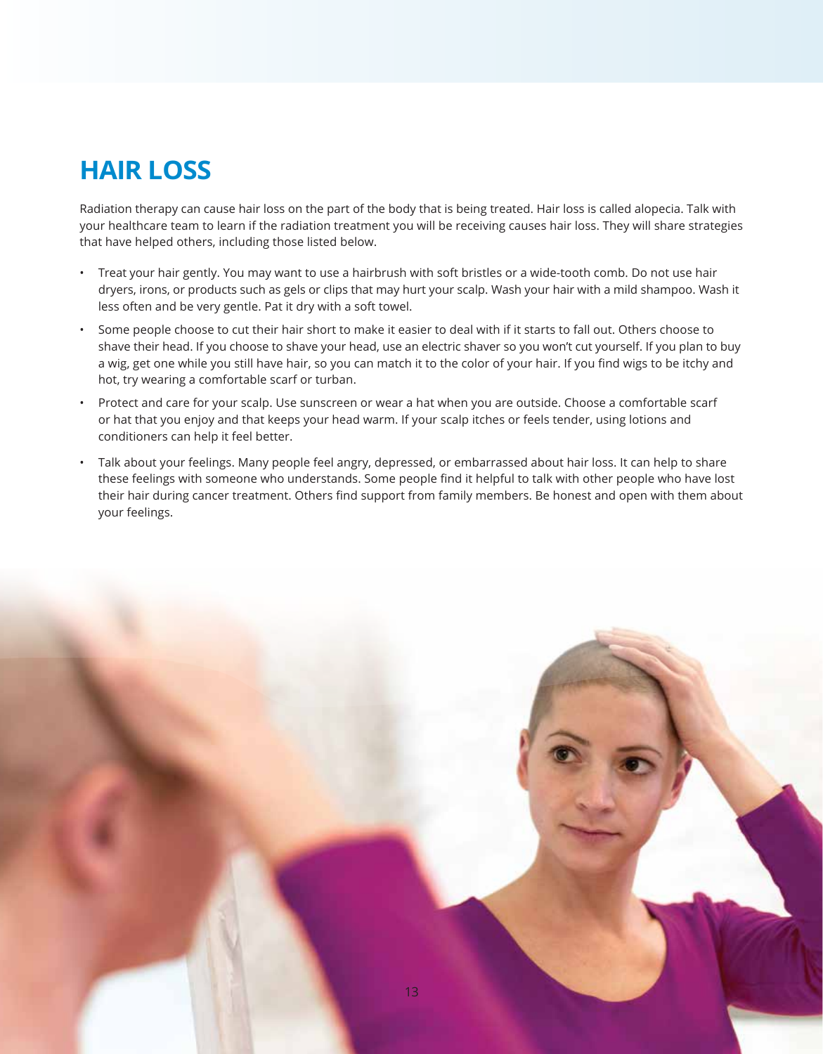# HAIR LOSS

Radiation therapy can cause hair loss on the part of the body that is being treated. Hair loss is called alopecia. Talk with your healthcare team to learn if the radiation treatment you will be receiving causes hair loss. They will share strategies that have helped others, including those listed below.

- Treat your hair gently. You may want to use a hairbrush with soft bristles or a wide-tooth comb. Do not use hair dryers, irons, or products such as gels or clips that may hurt your scalp. Wash your hair with a mild shampoo. Wash it less often and be very gentle. Pat it dry with a soft towel.
- Some people choose to cut their hair short to make it easier to deal with if it starts to fall out. Others choose to shave their head. If you choose to shave your head, use an electric shaver so you won't cut yourself. If you plan to buy a wig, get one while you still have hair, so you can match it to the color of your hair. If you find wigs to be itchy and hot, try wearing a comfortable scarf or turban.
- Protect and care for your scalp. Use sunscreen or wear a hat when you are outside. Choose a comfortable scarf or hat that you enjoy and that keeps your head warm. If your scalp itches or feels tender, using lotions and conditioners can help it feel better.
- Talk about your feelings. Many people feel angry, depressed, or embarrassed about hair loss. It can help to share these feelings with someone who understands. Some people find it helpful to talk with other people who have lost their hair during cancer treatment. Others find support from family members. Be honest and open with them about your feelings.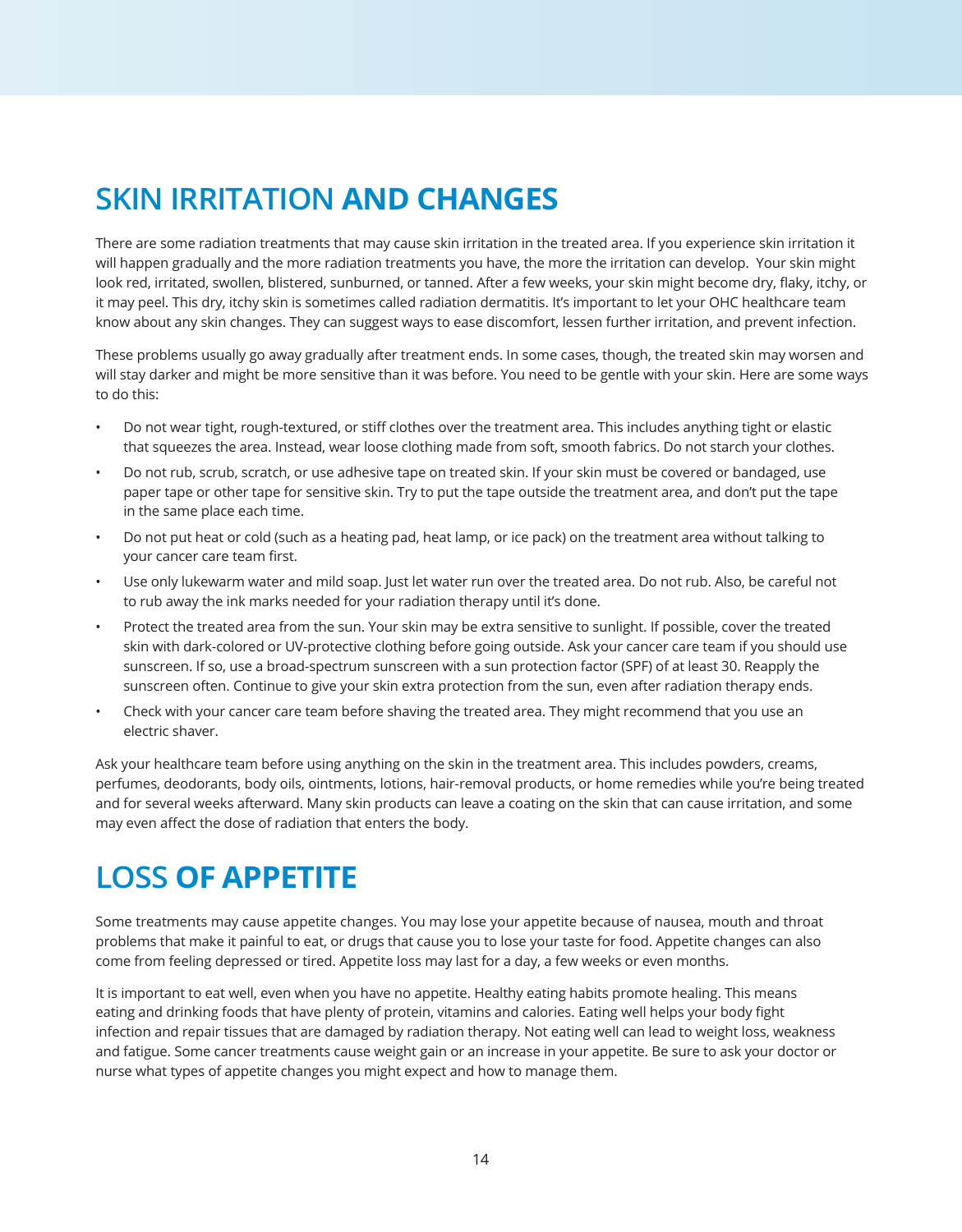# SKIN IRRITATION **AND CHANGES**

There are some radiation treatments that may cause skin irritation in the treated area. If you experience skin irritation it will happen gradually and the more radiation treatments you have, the more the irritation can develop.  Your skin might look red, irritated, swollen, blistered, sunburned, or tanned. After a few weeks, your skin might become dry, flaky, itchy, or it may peel. This dry, itchy skin is sometimes called radiation dermatitis. It's important to let your OHC healthcare team know about any skin changes. They can suggest ways to ease discomfort, lessen further irritation, and prevent infection.

These problems usually go away gradually after treatment ends. In some cases, though, the treated skin may worsen and will stay darker and might be more sensitive than it was before. You need to be gentle with your skin. Here are some ways to do this:

- Do not wear tight, rough-textured, or stiff clothes over the treatment area. This includes anything tight or elastic that squeezes the area. Instead, wear loose clothing made from soft, smooth fabrics. Do not starch your clothes.
- Do not rub, scrub, scratch, or use adhesive tape on treated skin. If your skin must be covered or bandaged, use paper tape or other tape for sensitive skin. Try to put the tape outside the treatment area, and don't put the tape in the same place each time.
- Do not put heat or cold (such as a heating pad, heat lamp, or ice pack) on the treatment area without talking to your cancer care team first.
- Use only lukewarm water and mild soap. Just let water run over the treated area. Do not rub. Also, be careful not to rub away the ink marks needed for your radiation therapy until it's done.
- Protect the treated area from the sun. Your skin may be extra sensitive to sunlight. If possible, cover the treated skin with dark-colored or UV-protective clothing before going outside. Ask your cancer care team if you should use sunscreen. If so, use a broad-spectrum sunscreen with a sun protection factor (SPF) of at least 30. Reapply the sunscreen often. Continue to give your skin extra protection from the sun, even after radiation therapy ends.
- Check with your cancer care team before shaving the treated area. They might recommend that you use an electric shaver.

Ask your healthcare team before using anything on the skin in the treatment area. This includes powders, creams, perfumes, deodorants, body oils, ointments, lotions, hair-removal products, or home remedies while you're being treated and for several weeks afterward. Many skin products can leave a coating on the skin that can cause irritation, and some may even affect the dose of radiation that enters the body.

# LOSS **OF APPETITE**

Some treatments may cause appetite changes. You may lose your appetite because of nausea, mouth and throat problems that make it painful to eat, or drugs that cause you to lose your taste for food. Appetite changes can also come from feeling depressed or tired. Appetite loss may last for a day, a few weeks or even months.

It is important to eat well, even when you have no appetite. Healthy eating habits promote healing. This means eating and drinking foods that have plenty of protein, vitamins and calories. Eating well helps your body fight infection and repair tissues that are damaged by radiation therapy. Not eating well can lead to weight loss, weakness and fatigue. Some cancer treatments cause weight gain or an increase in your appetite. Be sure to ask your doctor or nurse what types of appetite changes you might expect and how to manage them.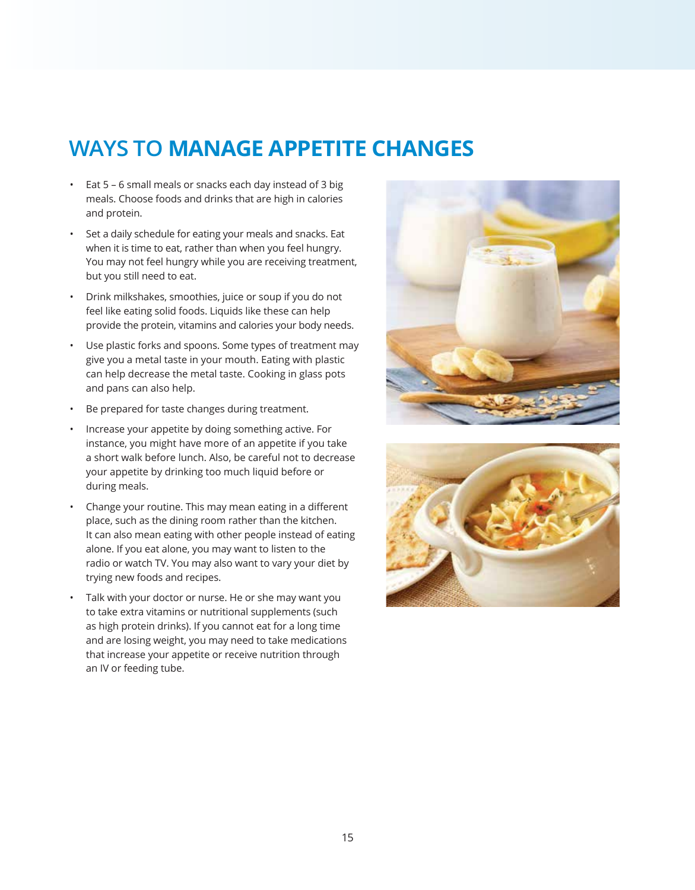# WAYS TO MANAGE APPETITE CHANGES

- Eat 5 – 6 small meals or snacks each day instead of 3 big meals. Choose foods and drinks that are high in calories and protein.
- Set a daily schedule for eating your meals and snacks. Eat when it is time to eat, rather than when you feel hungry. You may not feel hungry while you are receiving treatment, but you still need to eat.
- Drink milkshakes, smoothies, juice or soup if you do not feel like eating solid foods. Liquids like these can help provide the protein, vitamins and calories your body needs.
- Use plastic forks and spoons. Some types of treatment may give you a metal taste in your mouth. Eating with plastic can help decrease the metal taste. Cooking in glass pots and pans can also help.
- Be prepared for taste changes during treatment.
- Increase your appetite by doing something active. For instance, you might have more of an appetite if you take a short walk before lunch. Also, be careful not to decrease your appetite by drinking too much liquid before or during meals.
- Change your routine. This may mean eating in a different place, such as the dining room rather than the kitchen. It can also mean eating with other people instead of eating alone. If you eat alone, you may want to listen to the radio or watch TV. You may also want to vary your diet by trying new foods and recipes.
- Talk with your doctor or nurse. He or she may want you to take extra vitamins or nutritional supplements (such as high protein drinks). If you cannot eat for a long time and are losing weight, you may need to take medications that increase your appetite or receive nutrition through an IV or feeding tube.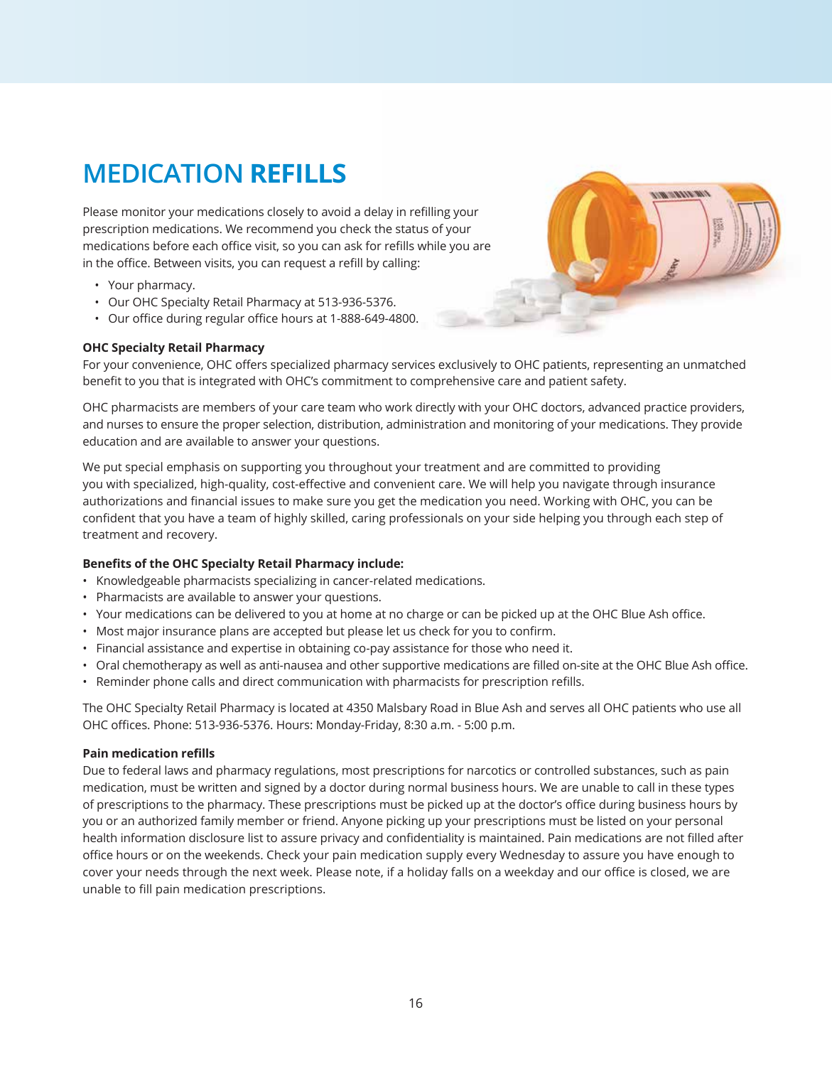# MEDICATION **REFILLS**

Please monitor your medications closely to avoid a delay in refilling your prescription medications. We recommend you check the status of your medications before each office visit, so you can ask for refills while you are in the office. Between visits, you can request a refill by calling:

- Your pharmacy.
- Our OHC Specialty Retail Pharmacy at 513-936-5376.
- Our office during regular office hours at 1-888-649-4800.

**OHC Specialty Retail Pharmacy**

For your convenience, OHC offers specialized pharmacy services exclusively to OHC patients, representing an unmatched benefit to you that is integrated with OHC's commitment to comprehensive care and patient safety.

OHC pharmacists are members of your care team who work directly with your OHC doctors, advanced practice providers, and nurses to ensure the proper selection, distribution, administration and monitoring of your medications. They provide education and are available to answer your questions.

We put special emphasis on supporting you throughout your treatment and are committed to providing you with specialized, high-quality, cost-effective and convenient care. We will help you navigate through insurance authorizations and financial issues to make sure you get the medication you need. Working with OHC, you can be confident that you have a team of highly skilled, caring professionals on your side helping you through each step of treatment and recovery.

**Benefits of the OHC Specialty Retail Pharmacy include:**

- Knowledgeable pharmacists specializing in cancer-related medications.
- Pharmacists are available to answer your questions.
- Your medications can be delivered to you at home at no charge or can be picked up at the OHC Blue Ash office.
- Most major insurance plans are accepted but please let us check for you to confirm.
- Financial assistance and expertise in obtaining co-pay assistance for those who need it.
- Oral chemotherapy as well as anti-nausea and other supportive medications are filled on-site at the OHC Blue Ash office.
- Reminder phone calls and direct communication with pharmacists for prescription refills.

The OHC Specialty Retail Pharmacy is located at 4350 Malsbary Road in Blue Ash and serves all OHC patients who use all OHC offices. Phone: 513-936-5376. Hours: Monday-Friday, 8:30 a.m. - 5:00 p.m.

**Pain medication refills**

Due to federal laws and pharmacy regulations, most prescriptions for narcotics or controlled substances, such as pain medication, must be written and signed by a doctor during normal business hours. We are unable to call in these types of prescriptions to the pharmacy. These prescriptions must be picked up at the doctor's office during business hours by you or an authorized family member or friend. Anyone picking up your prescriptions must be listed on your personal health information disclosure list to assure privacy and confidentiality is maintained. Pain medications are not filled after office hours or on the weekends. Check your pain medication supply every Wednesday to assure you have enough to cover your needs through the next week. Please note, if a holiday falls on a weekday and our office is closed, we are unable to fill pain medication prescriptions.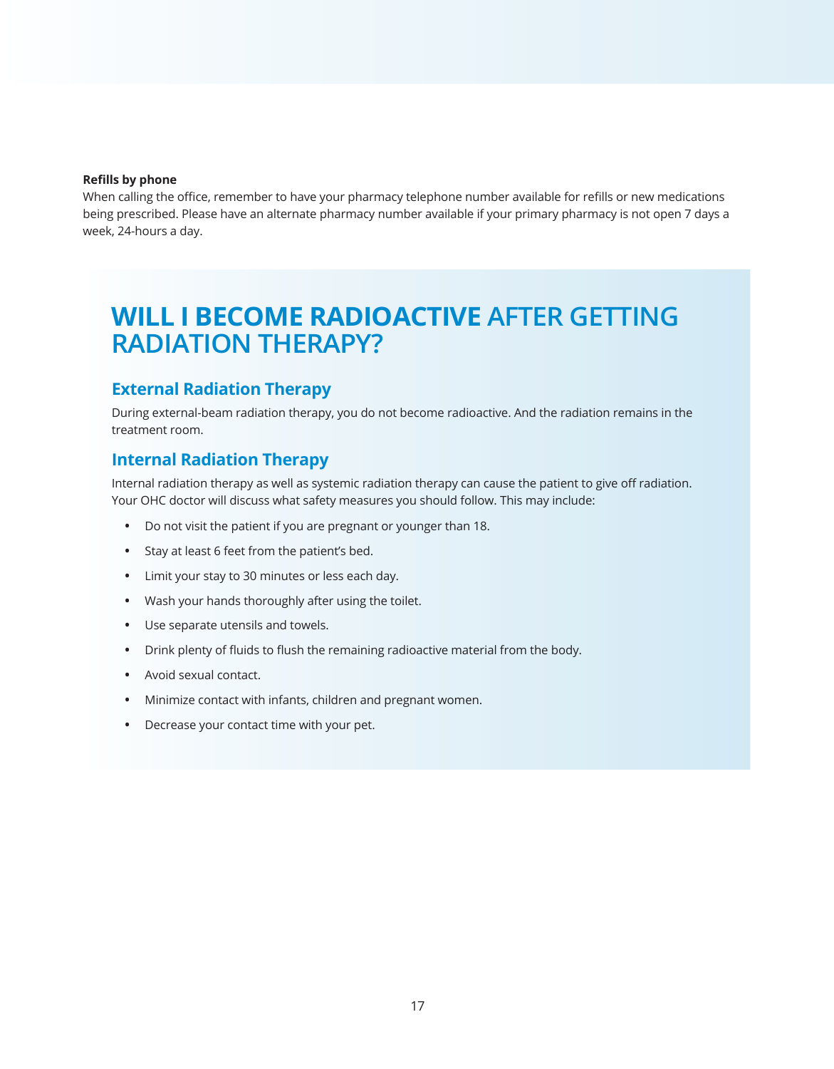**Refills by phone**

When calling the office, remember to have your pharmacy telephone number available for refills or new medications being prescribed. Please have an alternate pharmacy number available if your primary pharmacy is not open 7 days a week, 24-hours a day.

# WILL I BECOME RADIOACTIVE AFTER GETTING RADIATION THERAPY?

## External Radiation Therapy

During external-beam radiation therapy, you do not become radioactive. And the radiation remains in the treatment room.

## Internal Radiation Therapy

Internal radiation therapy as well as systemic radiation therapy can cause the patient to give off radiation. Your OHC doctor will discuss what safety measures you should follow. This may include:

- Do not visit the patient if you are pregnant or younger than 18.
- Stay at least 6 feet from the patient's bed.
- Limit your stay to 30 minutes or less each day.
- Wash your hands thoroughly after using the toilet.
- Use separate utensils and towels.
- Drink plenty of fluids to flush the remaining radioactive material from the body.
- Avoid sexual contact.
- Minimize contact with infants, children and pregnant women.
- Decrease your contact time with your pet.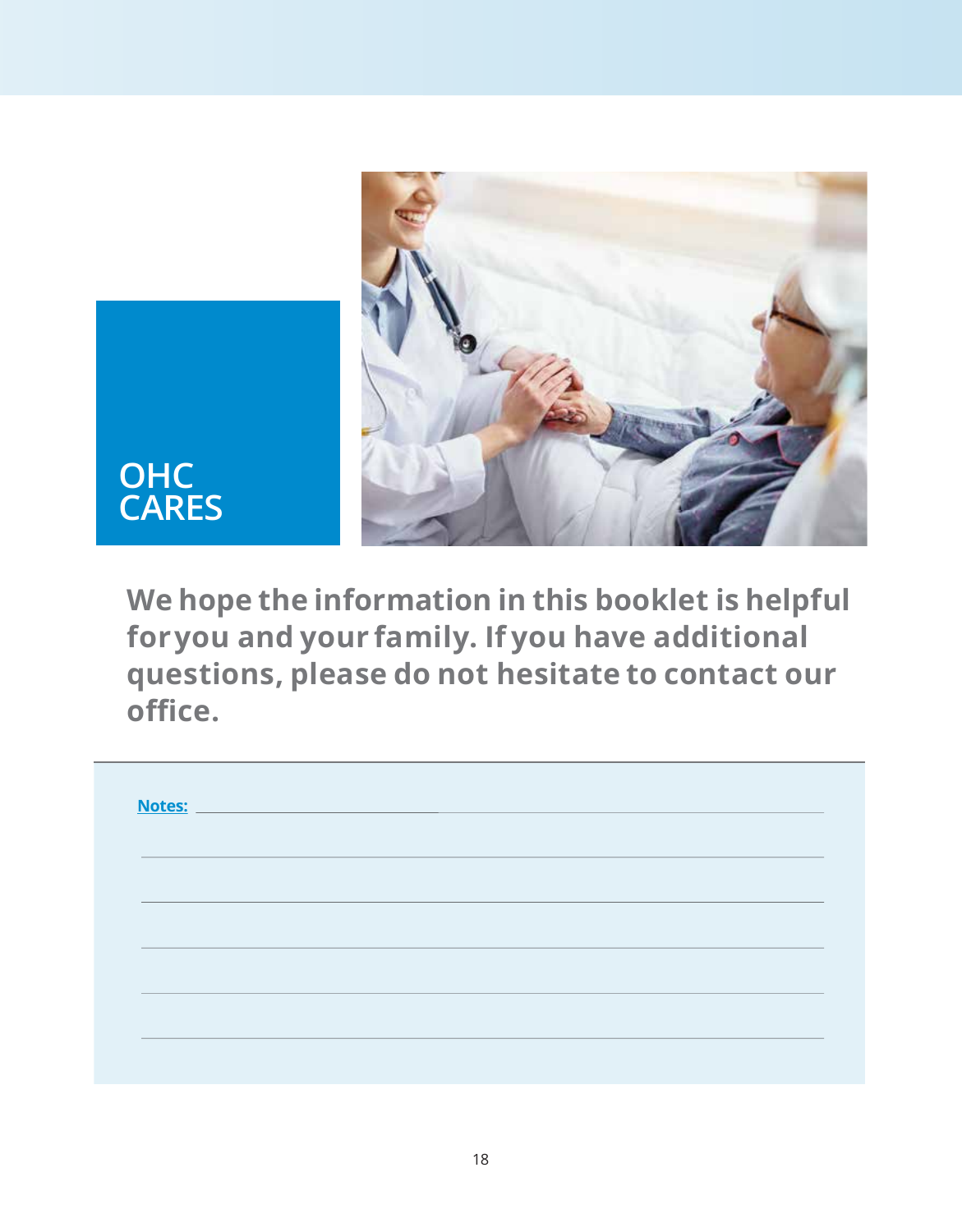## OHC CARES

**We hope the information in this booklet is helpful for you and your family. If you have additional questions, please do not hesitate to contact our office.**

**Notes:** ______________________________________________

______________________________________________

______________________________________________

______________________________________________

______________________________________________

______________________________________________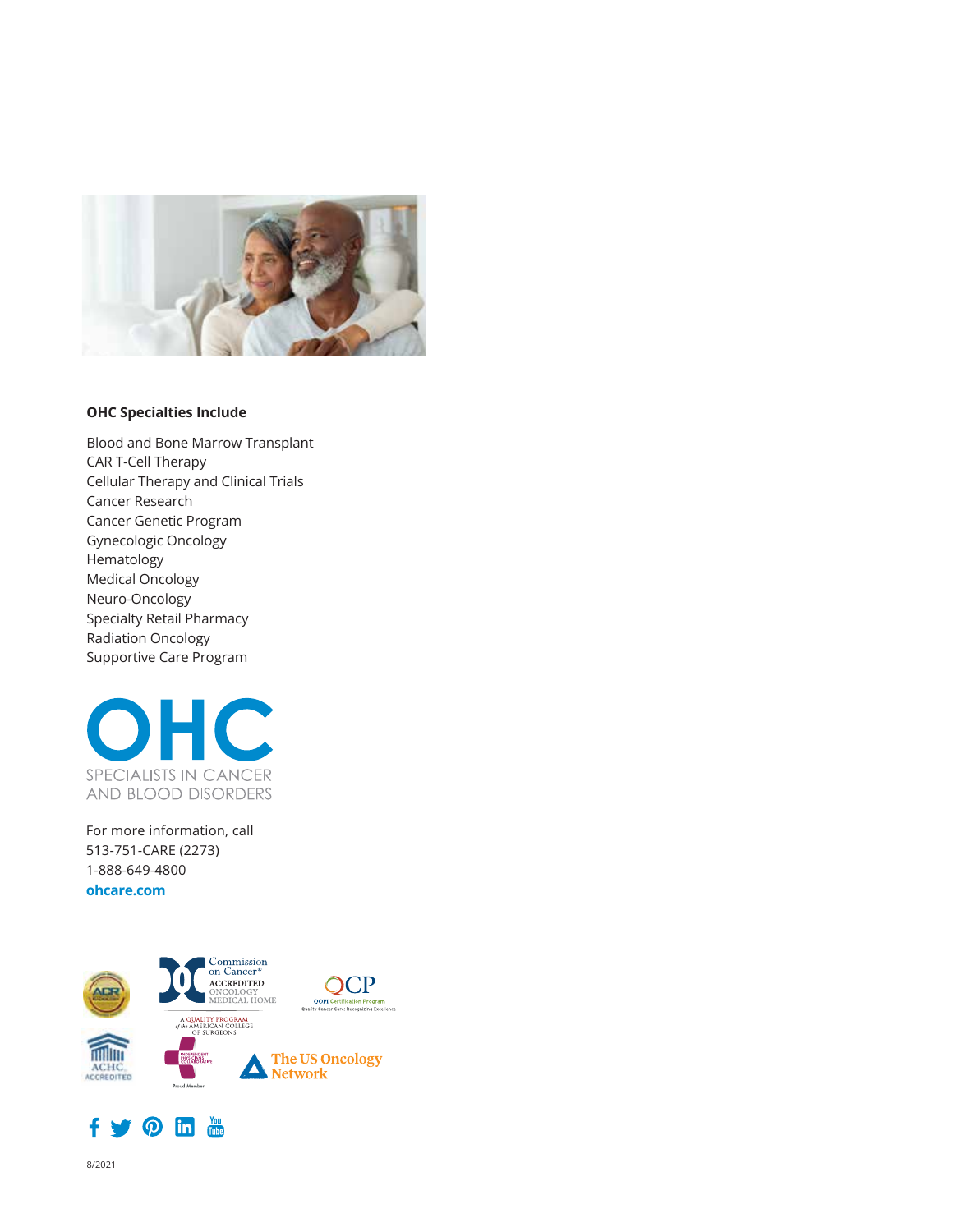**OHC Specialties Include**

Blood and Bone Marrow Transplant
CAR T-Cell Therapy
Cellular Therapy and Clinical Trials
Cancer Research
Cancer Genetic Program
Gynecologic Oncology
Hematology
Medical Oncology
Neuro-Oncology
Specialty Retail Pharmacy
Radiation Oncology
Supportive Care Program

OHC
SPECIALISTS IN CANCER
AND BLOOD DISORDERS

For more information, call
513-751-CARE (2273)
1-888-649-4800
**ohcare.com**

Commission on Cancer® ACCREDITED ONCOLOGY MEDICAL HOME
A QUALITY PROGRAM of the AMERICAN COLLEGE OF SURGEONS

QCP
QOPI Certification Program
Quality Cancer Care: Recognizing Excellence

ACHC ACCREDITED

Independent Physicians Collaborative
Proud Member

The US Oncology Network

8/2021